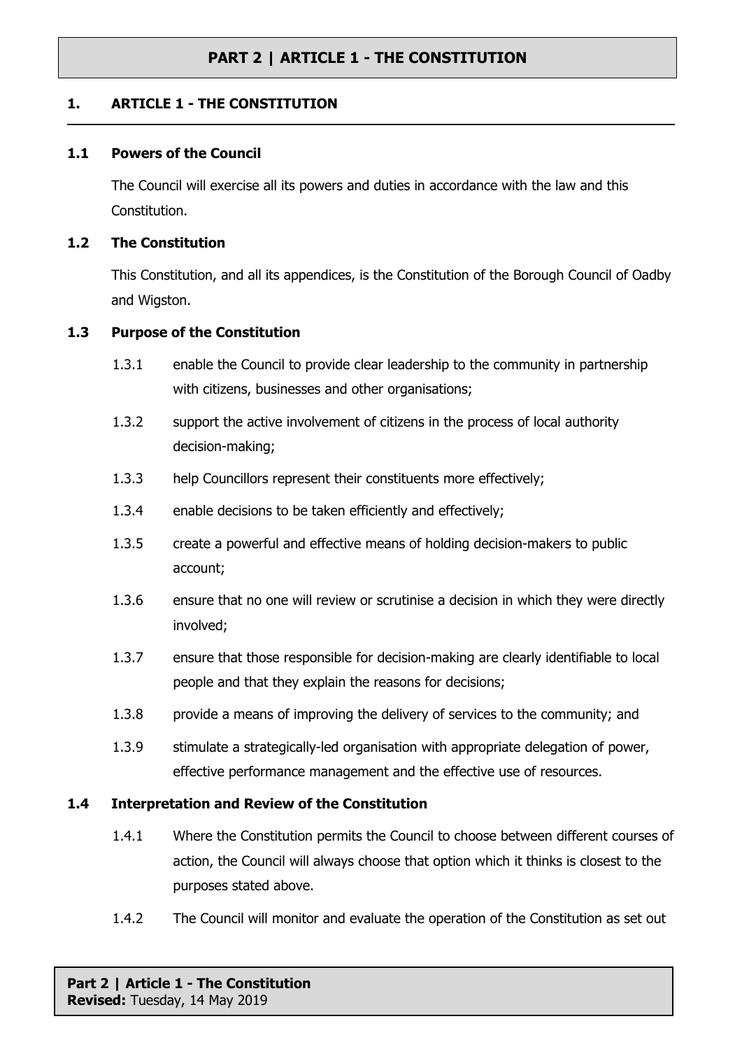# PART 2 | ARTICLE 1 - THE CONSTITUTION

## 1. ARTICLE 1 - THE CONSTITUTION

### 1.1 Powers of the Council

The Council will exercise all its powers and duties in accordance with the law and this Constitution.

### 1.2 The Constitution

This Constitution, and all its appendices, is the Constitution of the Borough Council of Oadby and Wigston.

### 1.3 Purpose of the Constitution

1.3.1 enable the Council to provide clear leadership to the community in partnership with citizens, businesses and other organisations;

1.3.2 support the active involvement of citizens in the process of local authority decision-making;

1.3.3 help Councillors represent their constituents more effectively;

1.3.4 enable decisions to be taken efficiently and effectively;

1.3.5 create a powerful and effective means of holding decision-makers to public account;

1.3.6 ensure that no one will review or scrutinise a decision in which they were directly involved;

1.3.7 ensure that those responsible for decision-making are clearly identifiable to local people and that they explain the reasons for decisions;

1.3.8 provide a means of improving the delivery of services to the community; and

1.3.9 stimulate a strategically-led organisation with appropriate delegation of power, effective performance management and the effective use of resources.

### 1.4 Interpretation and Review of the Constitution

1.4.1 Where the Constitution permits the Council to choose between different courses of action, the Council will always choose that option which it thinks is closest to the purposes stated above.

1.4.2 The Council will monitor and evaluate the operation of the Constitution as set out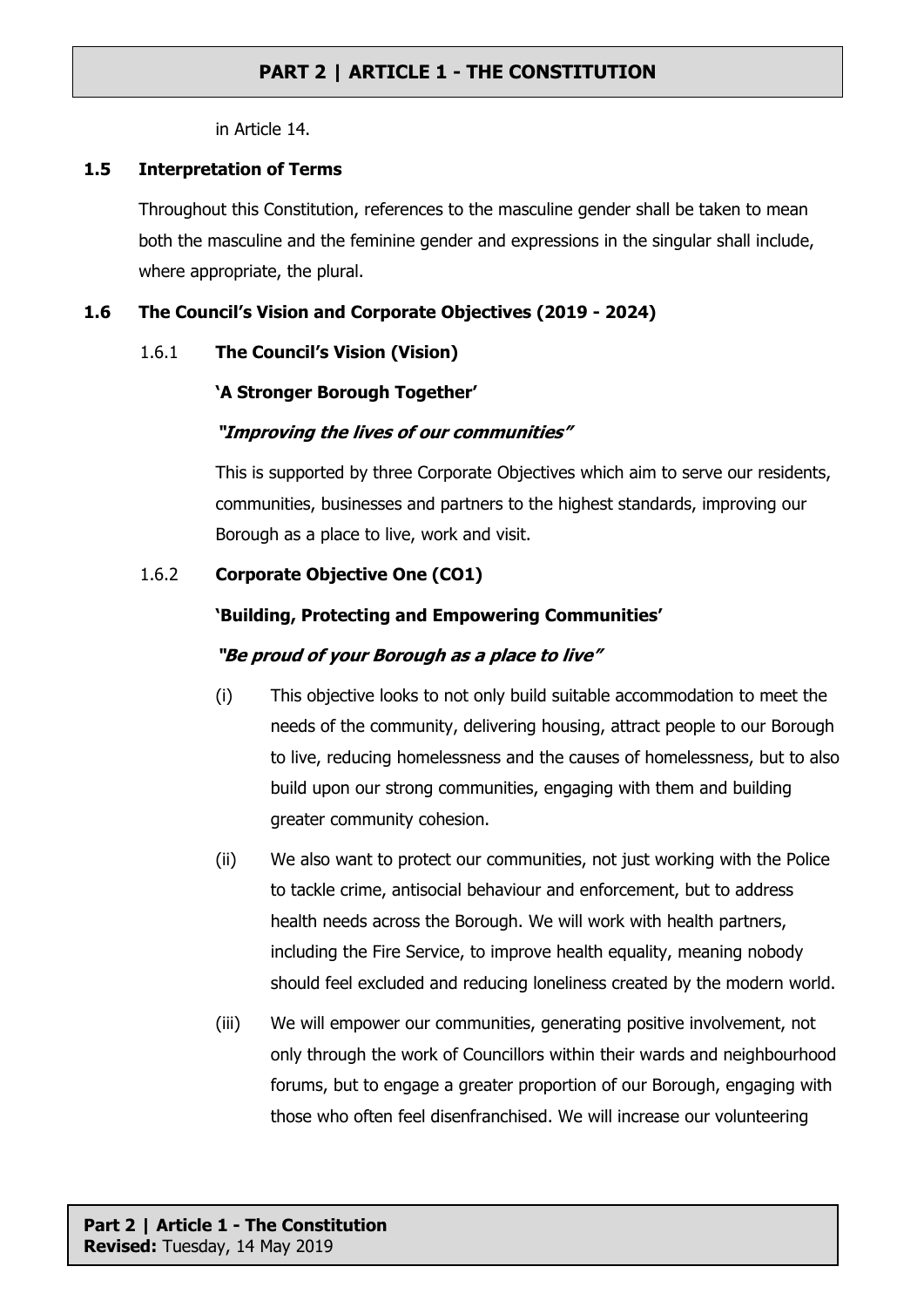in Article 14.

### 1.5 Interpretation of Terms

Throughout this Constitution, references to the masculine gender shall be taken to mean both the masculine and the feminine gender and expressions in the singular shall include, where appropriate, the plural.

### 1.6 The Council's Vision and Corporate Objectives (2019 - 2024)

#### 1.6.1 The Council's Vision (Vision)

**'A Stronger Borough Together'**

***"Improving the lives of our communities"***

This is supported by three Corporate Objectives which aim to serve our residents, communities, businesses and partners to the highest standards, improving our Borough as a place to live, work and visit.

#### 1.6.2 Corporate Objective One (CO1)

**'Building, Protecting and Empowering Communities'**

***"Be proud of your Borough as a place to live"***

(i) This objective looks to not only build suitable accommodation to meet the needs of the community, delivering housing, attract people to our Borough to live, reducing homelessness and the causes of homelessness, but to also build upon our strong communities, engaging with them and building greater community cohesion.

(ii) We also want to protect our communities, not just working with the Police to tackle crime, antisocial behaviour and enforcement, but to address health needs across the Borough. We will work with health partners, including the Fire Service, to improve health equality, meaning nobody should feel excluded and reducing loneliness created by the modern world.

(iii) We will empower our communities, generating positive involvement, not only through the work of Councillors within their wards and neighbourhood forums, but to engage a greater proportion of our Borough, engaging with those who often feel disenfranchised. We will increase our volunteering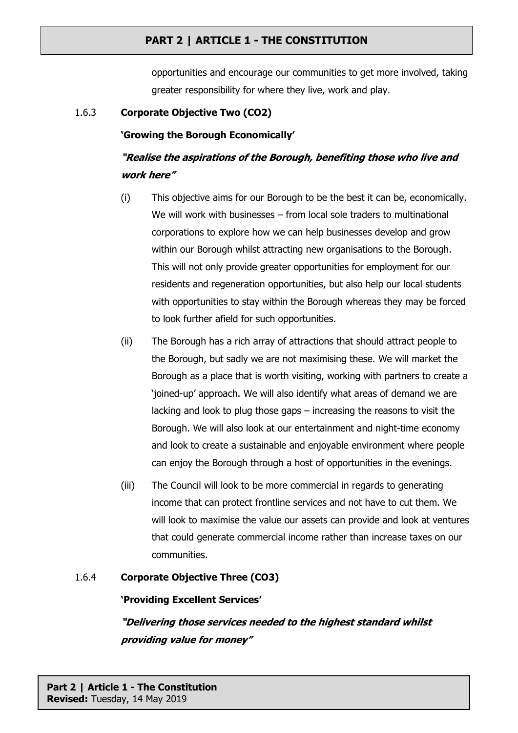opportunities and encourage our communities to get more involved, taking greater responsibility for where they live, work and play.

1.6.3 **Corporate Objective Two (CO2)**

**'Growing the Borough Economically'**

***"Realise the aspirations of the Borough, benefiting those who live and work here"***

(i) This objective aims for our Borough to be the best it can be, economically. We will work with businesses – from local sole traders to multinational corporations to explore how we can help businesses develop and grow within our Borough whilst attracting new organisations to the Borough. This will not only provide greater opportunities for employment for our residents and regeneration opportunities, but also help our local students with opportunities to stay within the Borough whereas they may be forced to look further afield for such opportunities.

(ii) The Borough has a rich array of attractions that should attract people to the Borough, but sadly we are not maximising these. We will market the Borough as a place that is worth visiting, working with partners to create a 'joined-up' approach. We will also identify what areas of demand we are lacking and look to plug those gaps – increasing the reasons to visit the Borough. We will also look at our entertainment and night-time economy and look to create a sustainable and enjoyable environment where people can enjoy the Borough through a host of opportunities in the evenings.

(iii) The Council will look to be more commercial in regards to generating income that can protect frontline services and not have to cut them. We will look to maximise the value our assets can provide and look at ventures that could generate commercial income rather than increase taxes on our communities.

1.6.4 **Corporate Objective Three (CO3)**

**'Providing Excellent Services'**

***"Delivering those services needed to the highest standard whilst providing value for money"***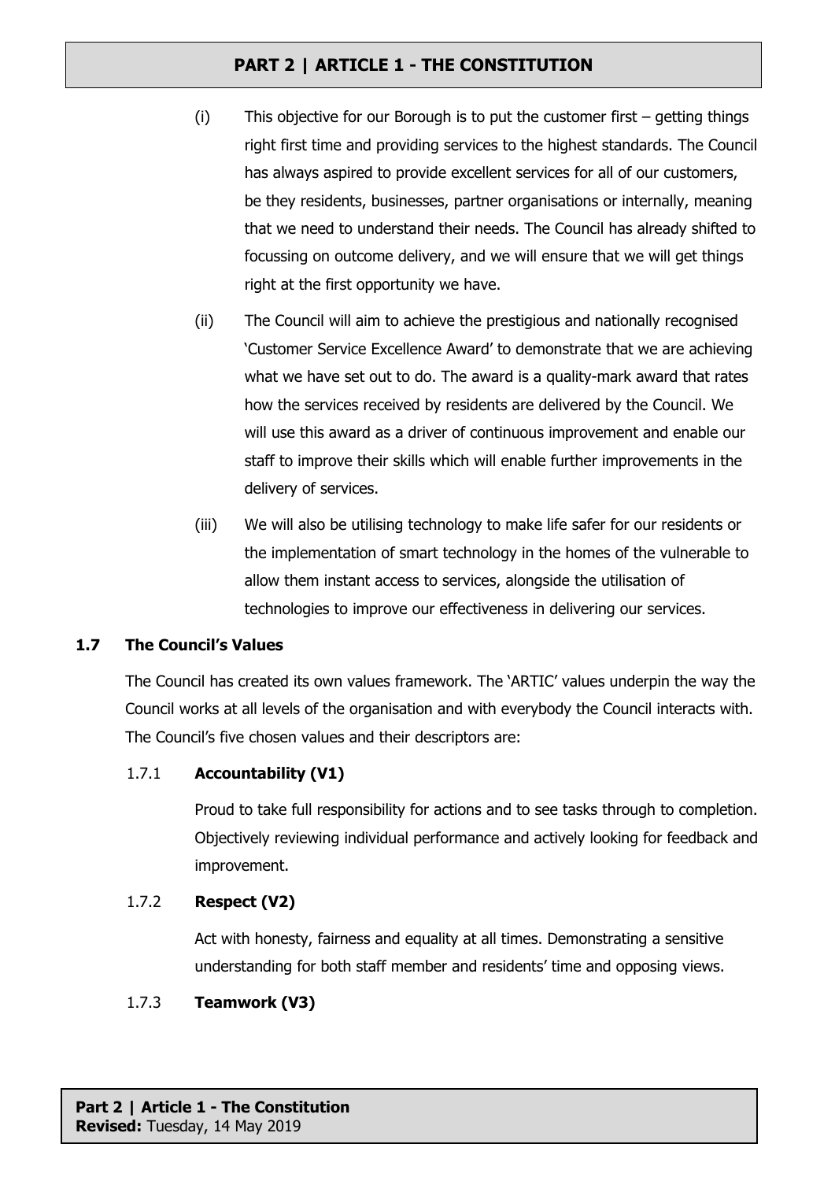(i) This objective for our Borough is to put the customer first – getting things right first time and providing services to the highest standards. The Council has always aspired to provide excellent services for all of our customers, be they residents, businesses, partner organisations or internally, meaning that we need to understand their needs. The Council has already shifted to focussing on outcome delivery, and we will ensure that we will get things right at the first opportunity we have.

(ii) The Council will aim to achieve the prestigious and nationally recognised 'Customer Service Excellence Award' to demonstrate that we are achieving what we have set out to do. The award is a quality-mark award that rates how the services received by residents are delivered by the Council. We will use this award as a driver of continuous improvement and enable our staff to improve their skills which will enable further improvements in the delivery of services.

(iii) We will also be utilising technology to make life safer for our residents or the implementation of smart technology in the homes of the vulnerable to allow them instant access to services, alongside the utilisation of technologies to improve our effectiveness in delivering our services.

### 1.7 The Council's Values

The Council has created its own values framework. The 'ARTIC' values underpin the way the Council works at all levels of the organisation and with everybody the Council interacts with. The Council's five chosen values and their descriptors are:

#### 1.7.1 Accountability (V1)

Proud to take full responsibility for actions and to see tasks through to completion. Objectively reviewing individual performance and actively looking for feedback and improvement.

#### 1.7.2 Respect (V2)

Act with honesty, fairness and equality at all times. Demonstrating a sensitive understanding for both staff member and residents' time and opposing views.

#### 1.7.3 Teamwork (V3)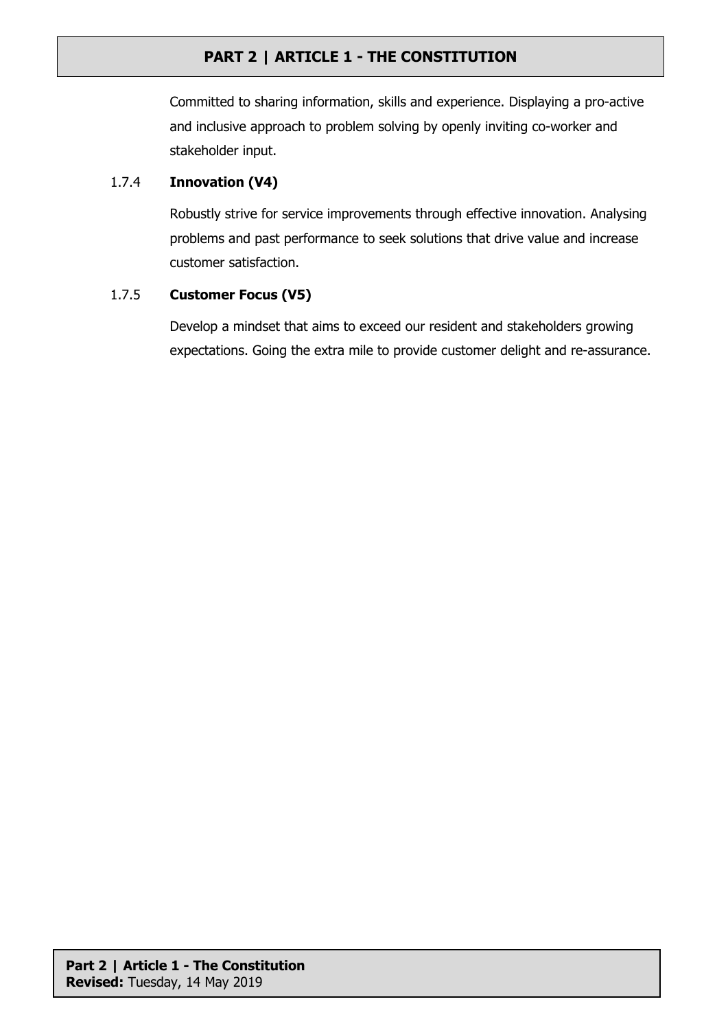Committed to sharing information, skills and experience. Displaying a pro-active and inclusive approach to problem solving by openly inviting co-worker and stakeholder input.

### 1.7.4 **Innovation (V4)**

Robustly strive for service improvements through effective innovation. Analysing problems and past performance to seek solutions that drive value and increase customer satisfaction.

### 1.7.5 **Customer Focus (V5)**

Develop a mindset that aims to exceed our resident and stakeholders growing expectations. Going the extra mile to provide customer delight and re-assurance.